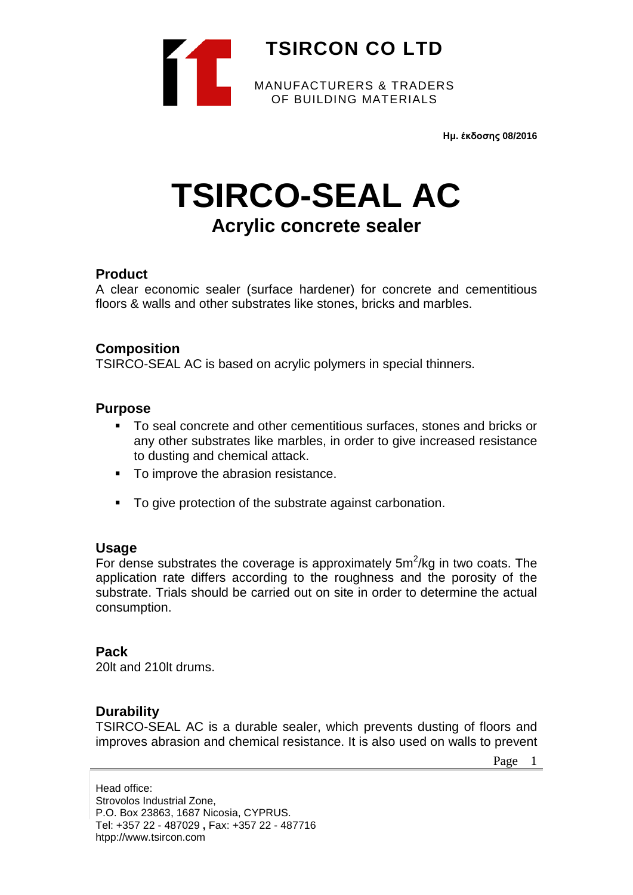# TSIRCON CO LTD

MANUFACTURERS & TRADERS
OF BUILDING MATERIALS

**Ημ. έκδοσης 08/2016**

# TSIRCO-SEAL AC

## Acrylic concrete sealer

### Product

A clear economic sealer (surface hardener) for concrete and cementitious floors & walls and other substrates like stones, bricks and marbles.

### Composition

TSIRCO-SEAL AC is based on acrylic polymers in special thinners.

### Purpose

- To seal concrete and other cementitious surfaces, stones and bricks or any other substrates like marbles, in order to give increased resistance to dusting and chemical attack.
- To improve the abrasion resistance.
- To give protection of the substrate against carbonation.

### Usage

For dense substrates the coverage is approximately 5m$^2$/kg in two coats. The application rate differs according to the roughness and the porosity of the substrate. Trials should be carried out on site in order to determine the actual consumption.

### Pack

20lt and 210lt drums.

### Durability

TSIRCO-SEAL AC is a durable sealer, which prevents dusting of floors and improves abrasion and chemical resistance. It is also used on walls to prevent

Head office:
Strovolos Industrial Zone,
P.O. Box 23863, 1687 Nicosia, CYPRUS.
Tel: +357 22 - 487029 **,** Fax: +357 22 - 487716
htpp://www.tsircon.com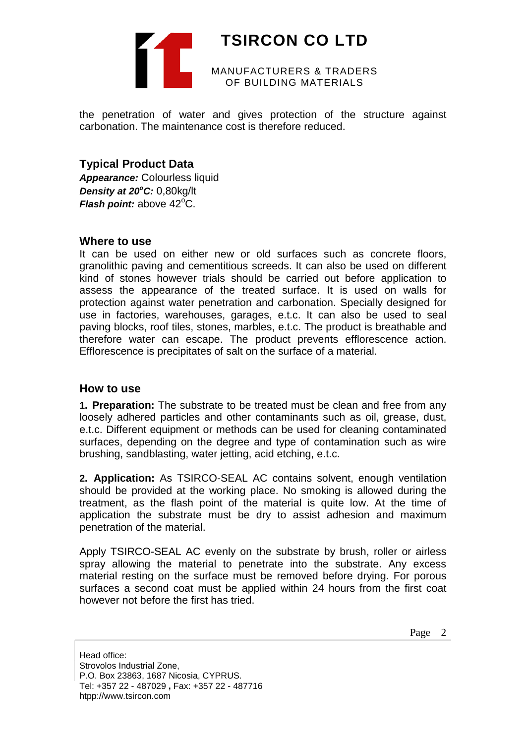the penetration of water and gives protection of the structure against carbonation. The maintenance cost is therefore reduced.

## Typical Product Data

***Appearance:*** Colourless liquid
***Density at 20$^o$C:*** 0,80kg/lt
***Flash point:*** above 42$^o$C.

## Where to use

It can be used on either new or old surfaces such as concrete floors, granolithic paving and cementitious screeds. It can also be used on different kind of stones however trials should be carried out before application to assess the appearance of the treated surface. It is used on walls for protection against water penetration and carbonation. Specially designed for use in factories, warehouses, garages, e.t.c. It can also be used to seal paving blocks, roof tiles, stones, marbles, e.t.c. The product is breathable and therefore water can escape. The product prevents efflorescence action. Efflorescence is precipitates of salt on the surface of a material.

## How to use

**1. Preparation:** The substrate to be treated must be clean and free from any loosely adhered particles and other contaminants such as oil, grease, dust, e.t.c. Different equipment or methods can be used for cleaning contaminated surfaces, depending on the degree and type of contamination such as wire brushing, sandblasting, water jetting, acid etching, e.t.c.

**2. Application:** As TSIRCO-SEAL AC contains solvent, enough ventilation should be provided at the working place. No smoking is allowed during the treatment, as the flash point of the material is quite low. At the time of application the substrate must be dry to assist adhesion and maximum penetration of the material.

Apply TSIRCO-SEAL AC evenly on the substrate by brush, roller or airless spray allowing the material to penetrate into the substrate. Any excess material resting on the surface must be removed before drying. For porous surfaces a second coat must be applied within 24 hours from the first coat however not before the first has tried.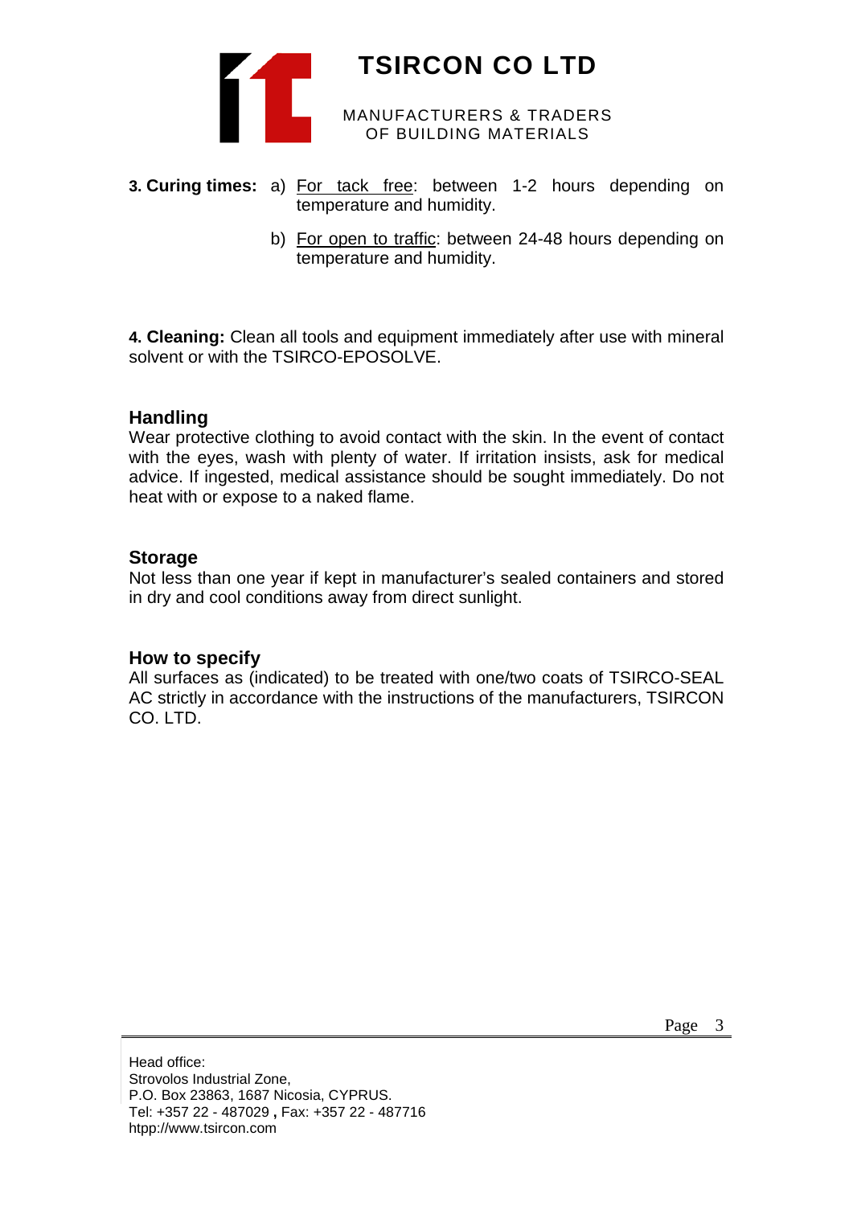**3. Curing times:** a) For tack free: between 1-2 hours depending on temperature and humidity.

b) For open to traffic: between 24-48 hours depending on temperature and humidity.

**4. Cleaning:** Clean all tools and equipment immediately after use with mineral solvent or with the TSIRCO-EPOSOLVE.

## Handling

Wear protective clothing to avoid contact with the skin. In the event of contact with the eyes, wash with plenty of water. If irritation insists, ask for medical advice. If ingested, medical assistance should be sought immediately. Do not heat with or expose to a naked flame.

## Storage

Not less than one year if kept in manufacturer's sealed containers and stored in dry and cool conditions away from direct sunlight.

## How to specify

All surfaces as (indicated) to be treated with one/two coats of TSIRCO-SEAL AC strictly in accordance with the instructions of the manufacturers, TSIRCON CO. LTD.